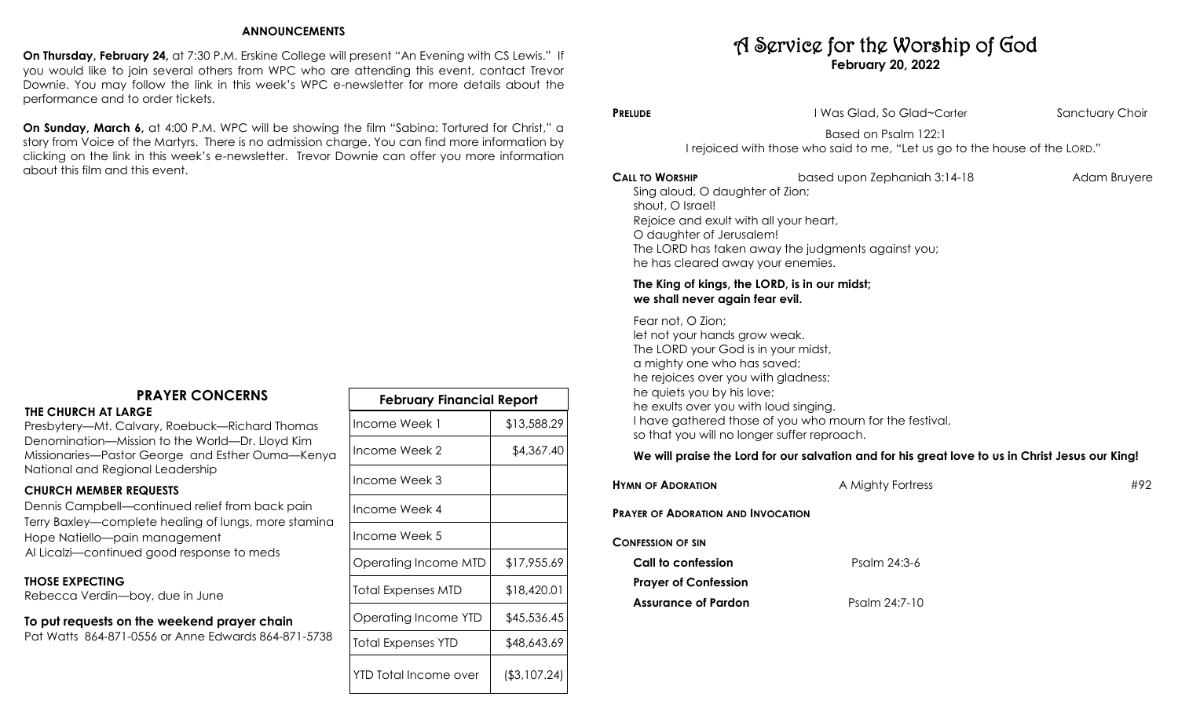## ANNOUNCEMENTS

**On Thursday, February 24,** at 7:30 P.M. Erskine College will present "An Evening with CS Lewis." If you would like to join several others from WPC who are attending this event, contact Trevor Downie. You may follow the link in this week's WPC e-newsletter for more details about the performance and to order tickets.

**On Sunday, March 6,** at 4:00 P.M. WPC will be showing the film "Sabina: Tortured for Christ," a story from Voice of the Martyrs. There is no admission charge. You can find more information by clicking on the link in this week's e-newsletter. Trevor Downie can offer you more information about this film and this event.

## PRAYER CONCERNS

**THE CHURCH AT LARGE**

Presbytery—Mt. Calvary, Roebuck—Richard Thomas
Denomination—Mission to the World—Dr. Lloyd Kim
Missionaries—Pastor George and Esther Ouma—Kenya
National and Regional Leadership

**CHURCH MEMBER REQUESTS**

Dennis Campbell—continued relief from back pain
Terry Baxley—complete healing of lungs, more stamina
Hope Natiello—pain management
Al Licalzi—continued good response to meds

**THOSE EXPECTING**

Rebecca Verdin—boy, due in June

**To put requests on the weekend prayer chain**
Pat Watts 864-871-0556 or Anne Edwards 864-871-5738

| February Financial Report | |
|---|---|
| Income Week 1 | $13,588.29 |
| Income Week 2 | $4,367.40 |
| Income Week 3 | |
| Income Week 4 | |
| Income Week 5 | |
| Operating Income MTD | $17,955.69 |
| Total Expenses MTD | $18,420.01 |
| Operating Income YTD | $45,536.45 |
| Total Expenses YTD | $48,643.69 |
| YTD Total Income over | ($3,107.24) |

# A Service for the Worship of God

**February 20, 2022**

**PRELUDE** — I Was Glad, So Glad~Carter — Sanctuary Choir

Based on Psalm 122:1
I rejoiced with those who said to me, "Let us go to the house of the LORD."

**CALL TO WORSHIP** — based upon Zephaniah 3:14-18 — Adam Bruyere

Sing aloud, O daughter of Zion;
shout, O Israel!
Rejoice and exult with all your heart,
O daughter of Jerusalem!
The LORD has taken away the judgments against you;
he has cleared away your enemies.

**The King of kings, the LORD, is in our midst;**
**we shall never again fear evil.**

Fear not, O Zion;
let not your hands grow weak.
The LORD your God is in your midst,
a mighty one who has saved;
he rejoices over you with gladness;
he quiets you by his love;
he exults over you with loud singing.
I have gathered those of you who mourn for the festival,
so that you will no longer suffer reproach.

**We will praise the Lord for our salvation and for his great love to us in Christ Jesus our King!**

**HYMN OF ADORATION** — A Mighty Fortress — #92

**PRAYER OF ADORATION AND INVOCATION**

**CONFESSION OF SIN**

**Call to confession** — Psalm 24:3-6

**Prayer of Confession**

**Assurance of Pardon** — Psalm 24:7-10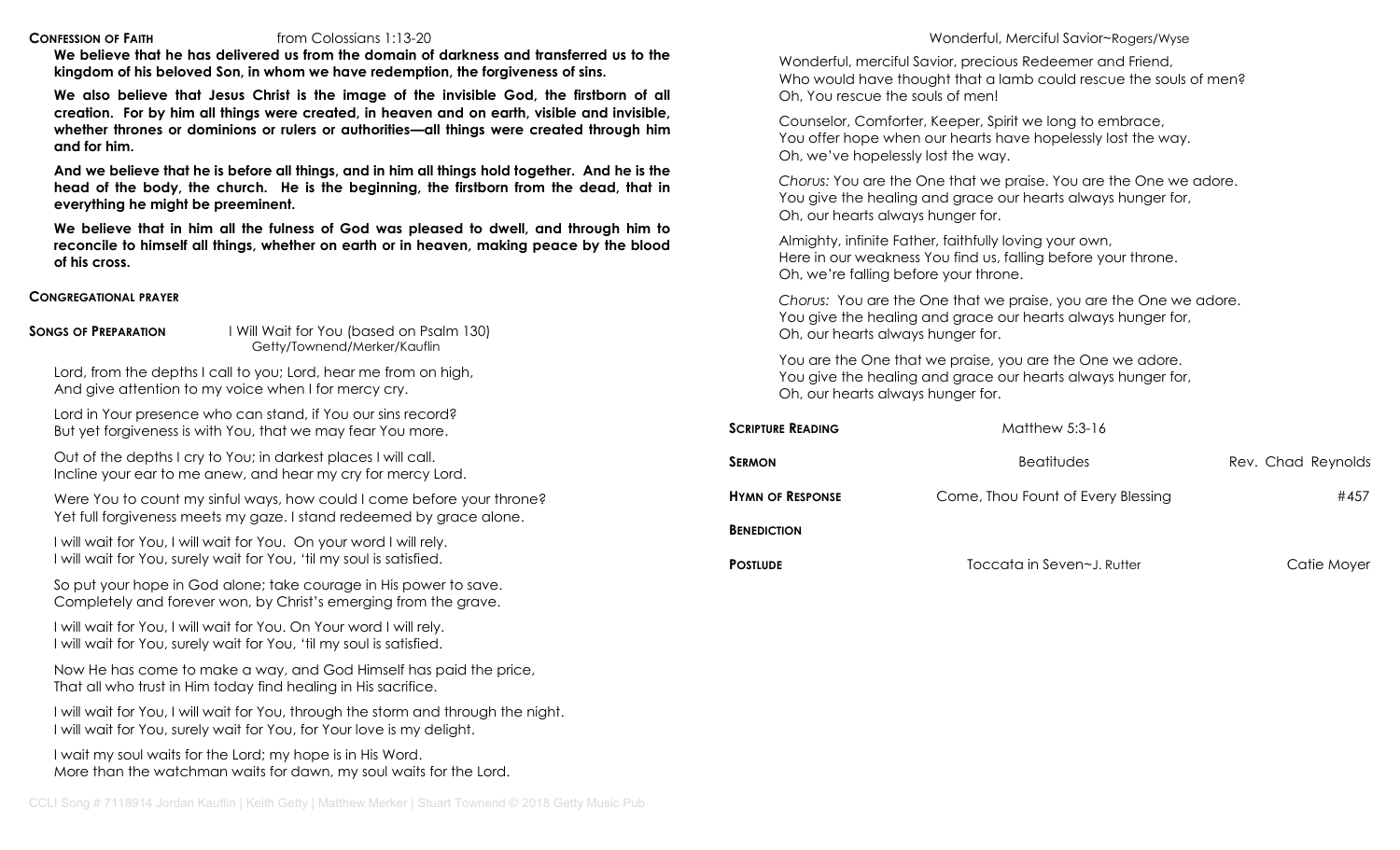**CONFESSION OF FAITH** from Colossians 1:13-20

**We believe that he has delivered us from the domain of darkness and transferred us to the kingdom of his beloved Son, in whom we have redemption, the forgiveness of sins.**

**We also believe that Jesus Christ is the image of the invisible God, the firstborn of all creation. For by him all things were created, in heaven and on earth, visible and invisible, whether thrones or dominions or rulers or authorities—all things were created through him and for him.**

**And we believe that he is before all things, and in him all things hold together. And he is the head of the body, the church. He is the beginning, the firstborn from the dead, that in everything he might be preeminent.**

**We believe that in him all the fulness of God was pleased to dwell, and through him to reconcile to himself all things, whether on earth or in heaven, making peace by the blood of his cross.**

**CONGREGATIONAL PRAYER**

**SONGS OF PREPARATION** I Will Wait for You (based on Psalm 130)
Getty/Townend/Merker/Kauflin

Lord, from the depths I call to you; Lord, hear me from on high,
And give attention to my voice when I for mercy cry.

Lord in Your presence who can stand, if You our sins record?
But yet forgiveness is with You, that we may fear You more.

Out of the depths I cry to You; in darkest places I will call.
Incline your ear to me anew, and hear my cry for mercy Lord.

Were You to count my sinful ways, how could I come before your throne?
Yet full forgiveness meets my gaze. I stand redeemed by grace alone.

I will wait for You, I will wait for You. On your word I will rely.
I will wait for You, surely wait for You, 'til my soul is satisfied.

So put your hope in God alone; take courage in His power to save.
Completely and forever won, by Christ's emerging from the grave.

I will wait for You, I will wait for You. On Your word I will rely.
I will wait for You, surely wait for You, 'til my soul is satisfied.

Now He has come to make a way, and God Himself has paid the price,
That all who trust in Him today find healing in His sacrifice.

I will wait for You, I will wait for You, through the storm and through the night.
I will wait for You, surely wait for You, for Your love is my delight.

I wait my soul waits for the Lord; my hope is in His Word.
More than the watchman waits for dawn, my soul waits for the Lord.

CCLI Song # 7118914 Jordan Kauflin | Keith Getty | Matthew Merker | Stuart Townend © 2018 Getty Music Pub

Wonderful, Merciful Savior~Rogers/Wyse

Wonderful, merciful Savior, precious Redeemer and Friend,
Who would have thought that a lamb could rescue the souls of men?
Oh, You rescue the souls of men!

Counselor, Comforter, Keeper, Spirit we long to embrace,
You offer hope when our hearts have hopelessly lost the way.
Oh, we've hopelessly lost the way.

*Chorus:* You are the One that we praise. You are the One we adore.
You give the healing and grace our hearts always hunger for,
Oh, our hearts always hunger for.

Almighty, infinite Father, faithfully loving your own,
Here in our weakness You find us, falling before your throne.
Oh, we're falling before your throne.

*Chorus:* You are the One that we praise, you are the One we adore.
You give the healing and grace our hearts always hunger for,
Oh, our hearts always hunger for.

You are the One that we praise, you are the One we adore.
You give the healing and grace our hearts always hunger for,
Oh, our hearts always hunger for.

| | | |
|---|---|---|
| **SCRIPTURE READING** | Matthew 5:3-16 | |
| **SERMON** | Beatitudes | Rev. Chad Reynolds |
| **HYMN OF RESPONSE** | Come, Thou Fount of Every Blessing | #457 |
| **BENEDICTION** | | |
| **POSTLUDE** | Toccata in Seven~J. Rutter | Catie Moyer |